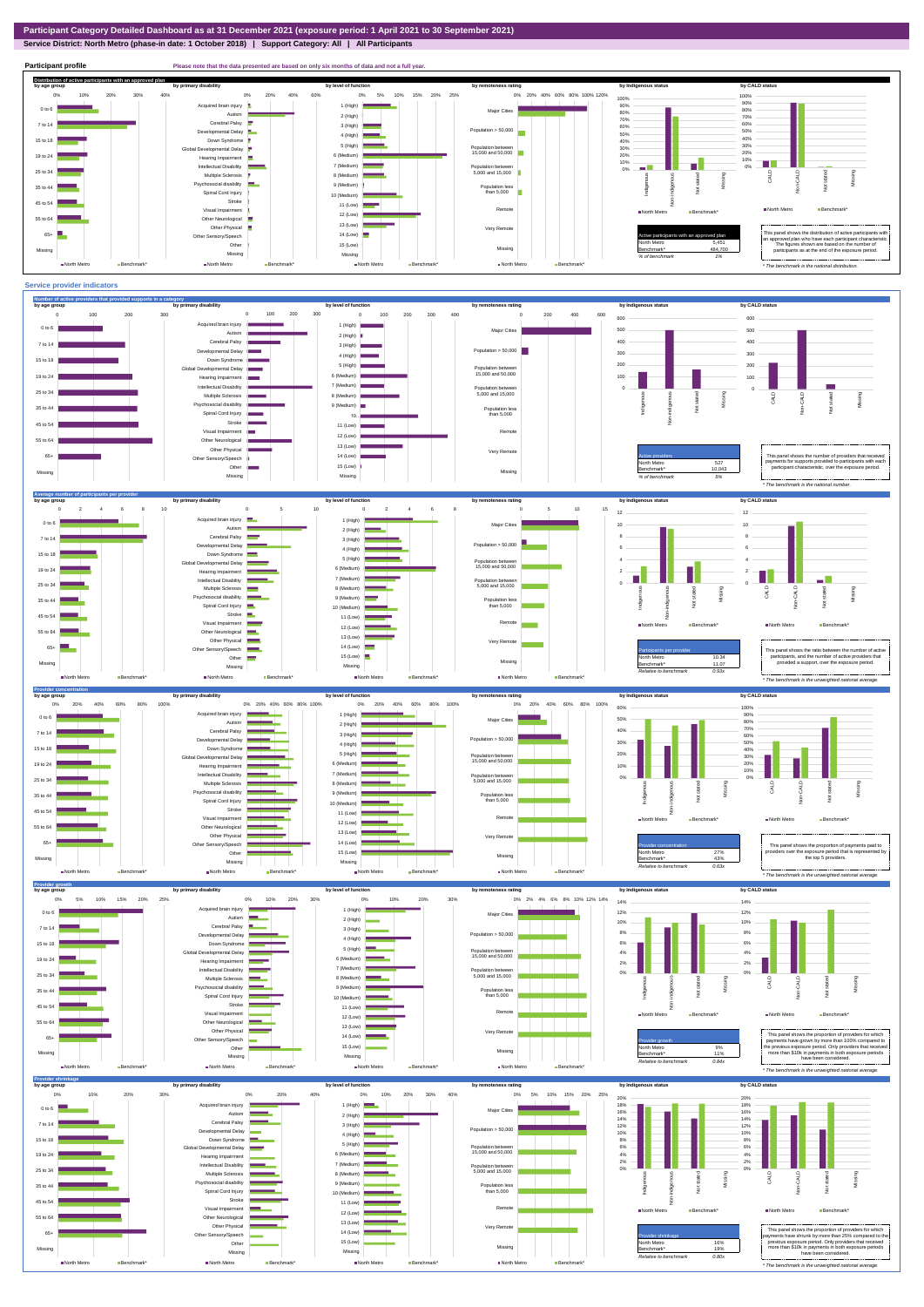# Participant Category Detailed Dashboard as at 31 December 2021 (exposure period: 1 April 2021 to 30 September 2021)

**Service District: North Metro (phase-in date: 1 October 2018) | Support Category: All | All Participants**

## Participant profile

Please note that the data presented are based on only six months of data and not a full year.

### Distribution of active participants with an approved plan

| Active participants with an approved plan | |
|---|---|
| North Metro | 5,451 |
| Benchmark* | 484,700 |
| % of benchmark | 1% |

This panel shows the distribution of active participants with an approved plan who have each participant characteristic. The figures shown are based on the number of participants as at the end of the exposure period.

\* The benchmark is the national distribution.

## Service provider indicators

### Number of active providers that provided supports in a category

| Active providers | |
|---|---|
| North Metro | 527 |
| Benchmark* | 10,043 |
| % of benchmark | 5% |

This panel shows the number of providers that received payments for supports provided to participants with each participant characteristic, over the exposure period.

\* The benchmark is the national number.

### Average number of participants per provider

| Participants per provider | |
|---|---|
| North Metro | 10.34 |
| Benchmark* | 11.07 |
| Relative to benchmark | 0.93x |

This panel shows the ratio between the number of active participants, and the number of active providers that provided a support, over the exposure period.

\* The benchmark is the unweighted national average.

### Provider concentration

| Provider concentration | |
|---|---|
| North Metro | 27% |
| Benchmark* | 43% |
| Relative to benchmark | 0.63x |

This panel shows the proportion of payments paid to providers over the exposure period that is represented by the top 5 providers.

\* The benchmark is the unweighted national average.

### Provider growth

| Provider growth | |
|---|---|
| North Metro | 9% |
| Benchmark* | 11% |
| Relative to benchmark | 0.84x |

This panel shows the proportion of providers for which payments have grown by more than 100% compared to the previous exposure period. Only providers that received more than $10k in payments in both exposure periods have been considered.

\* The benchmark is the unweighted national average.

### Provider shrinkage

| Provider shrinkage | |
|---|---|
| North Metro | 16% |
| Benchmark* | 19% |
| Relative to benchmark | 0.80x |

This panel shows the proportion of providers for which payments have shrunk by more than 25% compared to the previous exposure period. Only providers that received more than $10k in payments in both exposure periods have been considered.

\* The benchmark is the unweighted national average.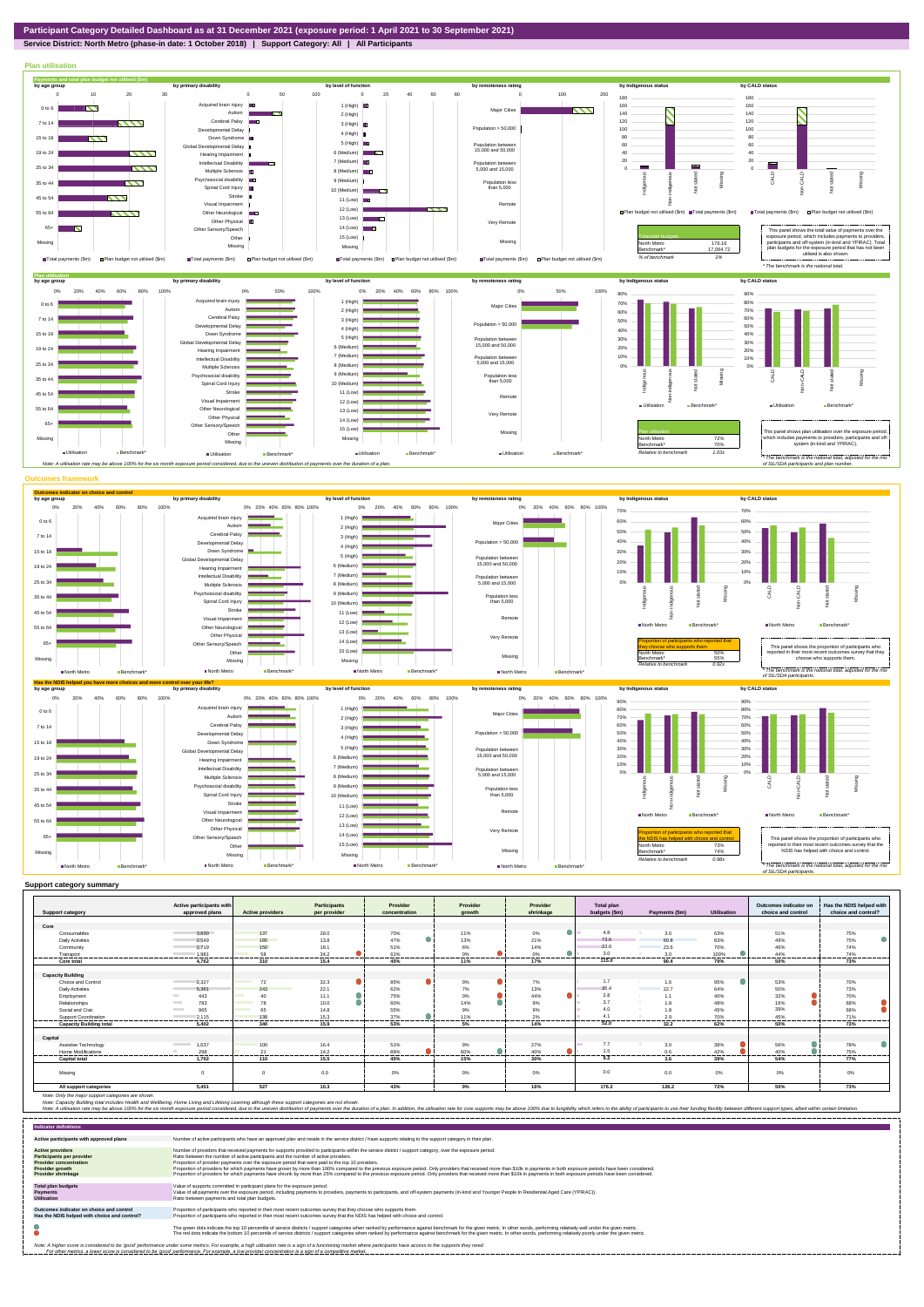# Participant Category Detailed Dashboard as at 31 December 2021 (exposure period: 1 April 2021 to 30 September 2021)

**Service District: North Metro (phase-in date: 1 October 2018) | Support Category: All | All Participants**

## Plan utilisation

### Payments and total plan budget not utilised ($m)

| Total plan budgets | |
|---|---|
| North Metro | 176.16 |
| Benchmark* | 17,064.72 |
| % of benchmark | 1% |

This panel shows the total value of payments over the exposure period, which includes payments to providers, participants and off-system (in-kind and YPIRAC). Total plan budgets for the exposure period that has not been utilised is also shown.

*The benchmark is the national total.

### Plan utilisation

| Plan utilisation | |
|---|---|
| North Metro | 72% |
| Benchmark* | 70% |
| Relative to benchmark | 1.03x |

This panel shows plan utilisation over the exposure period, which includes payments to providers, participants and off-system (in-kind and YPIRAC).

*The benchmark is the national total, adjusted for the mix of SIL/SDA participants and plan number.

Note: A utilisation rate may be above 100% for the six month exposure period considered, due to the uneven distribution of payments over the duration of a plan.

## Outcomes framework

### Outcomes indicator on choice and control

| Proportion of participants who reported that they choose who supports them | |
|---|---|
| North Metro | 50% |
| Benchmark* | 55% |
| Relative to benchmark | 0.92x |

This panel shows the proportion of participants who reported in their most recent outcomes survey that they choose who supports them.

*The benchmark is the national total, adjusted for the mix of SIL/SDA participants.

### Has the NDIS helped you have more choices and more control over your life?

| Proportion of participants who reported that the NDIS has helped with choice and control | |
|---|---|
| North Metro | 73% |
| Benchmark* | 74% |
| Relative to benchmark | 0.98x |

This panel shows the proportion of participants who reported in their most recent outcomes survey that the NDIS has helped with choice and control.

*The benchmark is the national total, adjusted for the mix of SIL/SDA participants.

## Support category summary

| Support category | Active participants with approved plans | Active providers | Participants per provider | Provider concentration | Provider growth | Provider shrinkage | Total plan budgets ($m) | Payments ($m) | Utilisation | Outcomes indicator on choice and control | Has the NDIS helped with choice and control? |
|---|---|---|---|---|---|---|---|---|---|---|---|
| **Core** | | | | | | | | | | | |
| Consumables | 3,830 | 137 | 28.0 | 70% | 11% | 0% | 4.8 | 3.0 | 63% | 51% | 75% |
| Daily Activities | 2,549 | 185 | 13.8 | 47% | 13% | 21% | 73.6 | 60.8 | 83% | 49% | 75% |
| Community | 2,719 | 150 | 18.1 | 51% | 6% | 14% | 33.6 | 23.6 | 70% | 46% | 74% |
| Transport | 1,981 | 58 | 34.2 | 61% | 0% | 0% | 3.0 | 3.0 | 100% | 44% | 74% |
| **Core total** | **4,762** | **310** | **15.4** | **45%** | **11%** | **17%** | **115.0** | **90.4** | **79%** | **50%** | **73%** |
| **Capacity Building** | | | | | | | | | | | |
| Choice and Control | 2,327 | 72 | 32.3 | 85% | 0% | 7% | 1.7 | 1.6 | 95% | 53% | 70% |
| Daily Activities | 5,361 | 243 | 22.1 | 62% | 7% | 13% | 35.4 | 22.7 | 64% | 50% | 73% |
| Employment | 443 | 40 | 11.1 | 75% | 0% | 44% | 2.8 | 1.1 | 40% | 32% | 70% |
| Relationships | 783 | 78 | 10.0 | 60% | 14% | 9% | 3.7 | 1.8 | 48% | 16% | 66% |
| Social and Civic | 965 | 65 | 14.8 | 55% | 9% | 9% | 4.0 | 1.8 | 45% | 39% | 68% |
| Support Coordination | 2,115 | 138 | 15.3 | 37% | 11% | 2% | 4.1 | 2.9 | 70% | 45% | 71% |
| **Capacity Building total** | **5,402** | **340** | **15.9** | **53%** | **5%** | **14%** | **52.0** | **32.2** | **62%** | **50%** | **73%** |
| **Capital** | | | | | | | | | | | |
| Assistive Technology | 1,637 | 100 | 16.4 | 51% | 9% | 27% | 7.7 | 3.0 | 38% | 56% | 78% |
| Home Modifications | 298 | 21 | 14.2 | 89% | 60% | 40% | 1.5 | 0.6 | 42% | 40% | 75% |
| **Capital total** | **1,702** | **110** | **15.5** | **45%** | **15%** | **30%** | **9.2** | **3.6** | **39%** | **54%** | **77%** |
| Missing | 0 | 0 | 0.0 | 0% | 0% | 0% | 0.0 | 0.0 | 0% | 0% | 0% |
| **All support categories** | **5,451** | **527** | **10.3** | **43%** | **9%** | **16%** | **176.2** | **126.2** | **72%** | **50%** | **73%** |

Note: Only the major support categories are shown.
Note: Capacity Building total includes Health and Wellbeing, Home Living and Lifelong Learning although these support categories are not shown.
Note: A utilisation rate may be above 100% for the six month exposure period considered, due to the uneven distribution of payments over the duration of a plan. In addition, the utilisation rate for core supports may be above 100% due to fungibility which refers to the ability of participants to use their funding flexibly between different support types, albeit within certain limitation.

## Indicator definitions

| | |
|---|---|
| **Active participants with approved plans** | Number of active participants who have an approved plan and reside in the service district / have supports relating to the support category in their plan. |
| **Active providers** | Number of providers that received payments for supports provided to participants within the service district / support category, over the exposure period. |
| **Participants per provider** | Ratio between the number of active participants and the number of active providers. |
| **Provider concentration** | Proportion of provider payments over the exposure period that were paid to the top 10 providers. |
| **Provider growth** | Proportion of providers for which payments have grown by more than 100% compared to the previous exposure period. Only providers that received more than $10k in payments in both exposure periods have been considered. |
| **Provider shrinkage** | Proportion of providers for which payments have shrunk by more than 25% compared to the previous exposure period. Only providers that received more than $10k in payments in both exposure periods have been considered. |
| **Total plan budgets** | Value of supports committed in participant plans for the exposure period. |
| **Payments** | Value of all payments over the exposure period, including payments to providers, payments to participants, and off-system payments (in-kind and Younger People In Residential Aged Care (YPIRAC)). |
| **Utilisation** | Ratio between payments and total plan budgets. |
| **Outcomes indicator on choice and control** | Proportion of participants who reported in their most recent outcomes survey that they choose who supports them. |
| **Has the NDIS helped with choice and control?** | Proportion of participants who reported in their most recent outcomes survey that the NDIS has helped with choice and control. |

The green dots indicate the top 10 percentile of service districts / support categories when ranked by performance against benchmark for the given metric. In other words, performing relatively well under the given metric.
The red dots indicate the bottom 10 percentile of service districts / support categories when ranked by performance against benchmark for the given metric. In other words, performing relatively poorly under the given metric.

Note: A higher score is considered to be 'good' performance under some metrics. For example, a high utilisation rate is a sign of a functioning market where participants have access to the supports they need.
For other metrics, a lower score is considered to be 'good' performance. For example, a low provider concentration is a sign of a competitive market.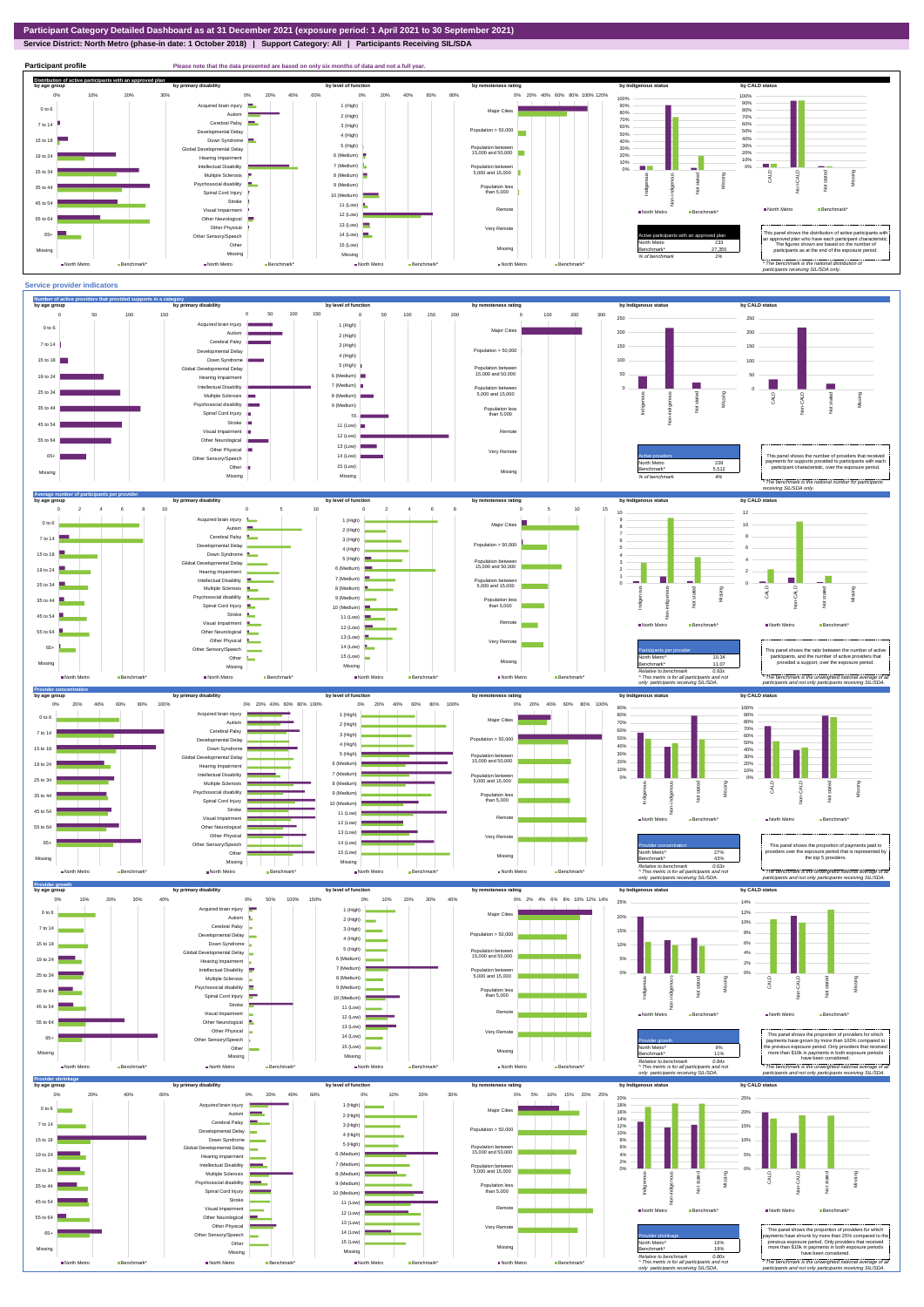# Participant Category Detailed Dashboard as at 31 December 2021 (exposure period: 1 April 2021 to 30 September 2021)

**Service District: North Metro (phase-in date: 1 October 2018) | Support Category: All | Participants Receiving SIL/SDA**

## Participant profile

Please note that the data presented are based on only six months of data and not a full year.

### Distribution of active participants with an approved plan

| Active participants with an approved plan | |
|---|---|
| North Metro | 233 |
| Benchmark* | 27,255 |
| % of benchmark | 1% |

This panel shows the distribution of active participants with an approved plan who have each participant characteristic. The figures shown are based on the number of participants as at the end of the exposure period.

*The benchmark is the national distribution of participants receiving SIL/SDA only.

## Service provider indicators

### Number of active providers that provided supports in a category

| Active providers | |
|---|---|
| North Metro | 228 |
| Benchmark* | 5,512 |
| % of benchmark | 4% |

This panel shows the number of providers that received payments for supports provided to participants with each participant characteristic, over the exposure period.

*The benchmark is the national number for participants receiving SIL/SDA only.

### Average number of participants per provider

| Participants per provider | |
|---|---|
| North Metro^ | 10.34 |
| Benchmark* | 11.07 |
| Relative to benchmark | 0.93x |

This panel shows the ratio between the number of active participants, and the number of active providers that provided a support, over the exposure period.

^ This metric is for all participants and not only participants receiving SIL/SDA.

*The benchmark is the unweighted national average of all participants and not only participants receiving SIL/SDA.

### Provider concentration

| Provider concentration | |
|---|---|
| North Metro^ | 27% |
| Benchmark* | 43% |
| Relative to benchmark | 0.63x |

This panel shows the proportion of payments paid to providers over the exposure period that is represented by the top 5 providers.

^ This metric is for all participants and not only participants receiving SIL/SDA.

*The benchmark is the unweighted national average of all participants and not only participants receiving SIL/SDA.

### Provider growth

| Provider growth | |
|---|---|
| North Metro^ | 9% |
| Benchmark* | 11% |
| Relative to benchmark | 0.84x |

This panel shows the proportion of providers for which payments have grown by more than 100% compared to the previous exposure period. Only providers that received more than $10k in payments in both exposure periods have been considered.

^ This metric is for all participants and not only participants receiving SIL/SDA.

*The benchmark is the unweighted national average of all participants and not only participants receiving SIL/SDA.

### Provider shrinkage

| Provider shrinkage | |
|---|---|
| North Metro^ | 16% |
| Benchmark* | 19% |
| Relative to benchmark | 0.80x |

This panel shows the proportion of providers for which payments have shrunk by more than 25% compared to the previous exposure period. Only providers that received more than $10k in payments in both exposure periods have been considered.

^ This metric is for all participants and not only participants receiving SIL/SDA.

*The benchmark is the unweighted national average of all participants and not only participants receiving SIL/SDA.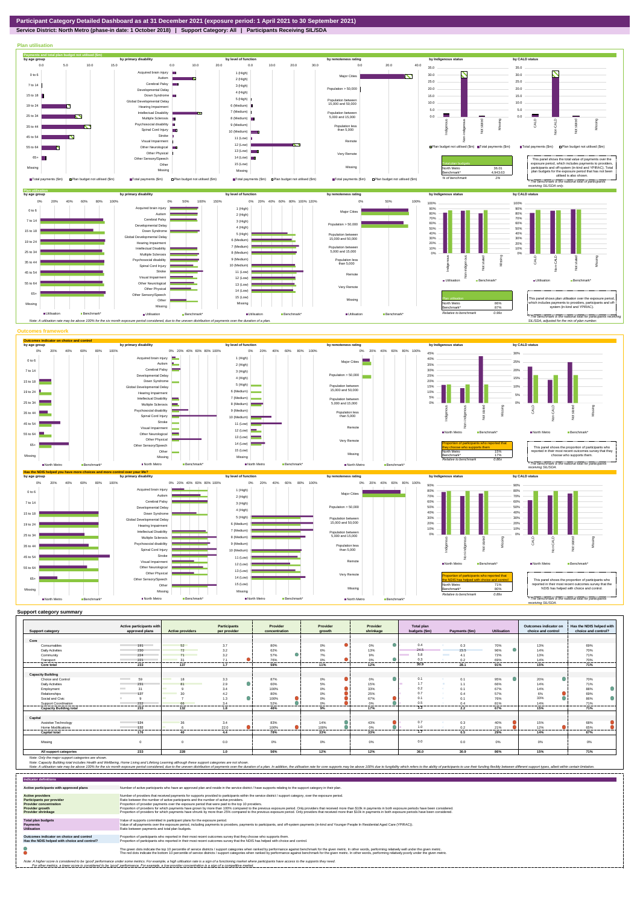**Participant Category Detailed Dashboard as at 31 December 2021 (exposure period: 1 April 2021 to 30 September 2021)**

**Service District: North Metro (phase-in date: 1 October 2018) | Support Category: All | Participants Receiving SIL/SDA**

## Plan utilisation

### Payments and total plan budget not utilised ($m)

| Total plan budgets | |
|---|---|
| North Metro | 36.01 |
| Benchmark* | 4,943.63 |
| % of benchmark | 1% |

This panel shows the total value of payments over the exposure period, which includes payments to providers, participants and off-system (in-kind and YPIRAC). Total plan budgets for the exposure period that has not been utilised is also shown.

*The benchmark is the national total for participants receiving SIL/SDA only.

### Plan utilisation

| Plan utilisation | |
|---|---|
| North Metro | 86% |
| Benchmark* | 87% |
| Relative to benchmark | 0.99x |

This panel shows plan utilisation over the exposure period, which includes payments to providers, participants and off-system (in-kind and YPIRAC).

*The benchmark is the national total for participants receiving SIL/SDA, adjusted for the mix of plan number.

Note: A utilisation rate may be above 100% for the six month exposure period considered, due to the uneven distribution of payments over the duration of a plan.

## Outcomes framework

### Outcomes indicator on choice and control

| Proportion of participants who reported that they choose who supports them | |
|---|---|
| North Metro | 15% |
| Benchmark* | 17% |
| Relative to benchmark | 0.86x |

This panel shows the proportion of participants who reported in their most recent outcomes survey that they choose who supports them.

*The benchmark is the national total for participants receiving SIL/SDA.

### Has the NDIS helped you have more choices and more control over your life?

| Proportion of participants who reported that the NDIS has helped with choice and control | |
|---|---|
| North Metro | 71% |
| Benchmark* | 80% |
| Relative to benchmark | 0.89x |

This panel shows the proportion of participants who reported in their most recent outcomes survey that the NDIS has helped with choice and control.

*The benchmark is the national total for participants receiving SIL/SDA.

## Support category summary

| Support category | Active participants with approved plans | Active providers | Participants per provider | Provider concentration | Provider growth | Provider shrinkage | Total plan budgets ($m) | Payments ($m) | Utilisation | Outcomes indicator on choice and control | Has the NDIS helped with choice and control? |
|---|---|---|---|---|---|---|---|---|---|---|---|
| **Core** | | | | | | | | | | | |
| Consumables | 191 | 52 | 3.7 | 80% | 0% | 0% | 0.4 | 0.3 | 70% | 13% | 69% |
| Daily Activities | 230 | 72 | 3.2 | 62% | 6% | 13% | 24.5 | 23.5 | 96% | 14% | 70% |
| Community | 224 | 71 | 3.2 | 57% | 7% | 9% | 5.8 | 4.1 | 72% | 13% | 71% |
| Transport | 221 | 31 | 7.1 | 76% | 0% | 0% | 0.3 | 0.2 | 69% | 14% | 70% |
| **Core total** | **233** | **137** | **1.7** | **59%** | **11%** | **12%** | **30.9** | **28.1** | **91%** | **15%** | **71%** |
| **Capacity Building** | | | | | | | | | | | |
| Choice and Control | 59 | 18 | 3.3 | 87% | 0% | 0% | 0.1 | 0.1 | 95% | 20% | 70% |
| Daily Activities | 231 | 81 | 2.9 | 60% | 5% | 15% | 1.7 | 1.1 | 66% | 14% | 71% |
| Employment | 31 | 9 | 3.4 | 100% | 0% | 33% | 0.2 | 0.1 | 67% | 14% | 88% |
| Relationships | 127 | 30 | 4.2 | 80% | 0% | 25% | 0.7 | 0.4 | 57% | 6% | 69% |
| Social and Civic | 9 | 7 | 1.3 | 100% | 0% | 67% | 0.1 | 0.1 | 76% | 33% | 86% |
| Support Coordination | 222 | 66 | 3.4 | 52% | 0% | 0% | 0.5 | 0.4 | 81% | 14% | 71% |
| **Capacity Building total** | **233** | **132** | **1.8** | **46%** | **9%** | **17%** | **3.3** | **2.2** | **67%** | **15%** | **71%** |
| **Capital** | | | | | | | | | | | |
| Assistive Technology | 124 | 36 | 3.4 | 83% | 14% | 43% | 0.7 | 0.3 | 40% | 15% | 68% |
| Home Modifications | 132 | 6 | 22.0 | 100% | 100% | 0% | 1.0 | 0.2 | 21% | 12% | 65% |
| **Capital total** | **176** | **40** | **4.4** | **78%** | **33%** | **33%** | **1.7** | **0.5** | **29%** | **14%** | **67%** |
| Missing | 0 | 0 | 0.0 | 0% | 0% | 0% | 0.0 | 0.0 | 0% | 0% | 0% |
| **All support categories** | **233** | **228** | **1.0** | **56%** | **12%** | **12%** | **36.0** | **30.9** | **86%** | **15%** | **71%** |

Note: Only the major support categories are shown.

Note: Capacity Building total includes Health and Wellbeing, Home Living and Lifelong Learning although these support categories are not shown.

Note: A utilisation rate may be above 100% for the six month exposure period considered, due to the uneven distribution of payments over the duration of a plan. In addition, the utilisation rate for core supports may be above 100% due to fungibility which refers to the ability of participants to use their funding flexibly between different support types, albeit within certain limitation.

## Indicator definitions

| Indicator | Definition |
|---|---|
| Active participants with approved plans | Number of active participants who have an approved plan and reside in the service district / have supports relating to the support category in their plan. |
| Active providers | Number of providers that received payments for supports provided to participants within the service district / support category, over the exposure period. |
| Participants per provider | Ratio between the number of active participants and the number of active providers. |
| Provider concentration | Proportion of provider payments over the exposure period that were paid to the top 10 providers. |
| Provider growth | Proportion of providers for which payments have grown by more than 100% compared to the previous exposure period. Only providers that received more than $10k in payments in both exposure periods have been considered. |
| Provider shrinkage | Proportion of providers for which payments have shrunk by more than 25% compared to the previous exposure period. Only providers that received more than $10k in payments in both exposure periods have been considered. |
| Total plan budgets | Value of supports committed in participant plans for the exposure period. |
| Payments | Value of all payments over the exposure period, including payments to providers, payments to participants, and off-system payments (in-kind and Younger People In Residential Aged Care (YPIRAC)). |
| Utilisation | Ratio between payments and total plan budgets. |
| Outcomes indicator on choice and control | Proportion of participants who reported in their most recent outcomes survey that they choose who supports them. |
| Has the NDIS helped with choice and control? | Proportion of participants who reported in their most recent outcomes survey that the NDIS has helped with choice and control. |

The green dots indicate the top 10 percentile of service districts / support categories when ranked by performance against benchmark for the given metric. In other words, performing relatively well under the given metric.

The red dots indicate the bottom 10 percentile of service districts / support categories when ranked by performance against benchmark for the given metric. In other words, performing relatively poorly under the given metric.

Note: A higher score is considered to be 'good' performance under some metrics. For example, a high utilisation rate is a sign of a functioning market where participants have access to the supports they need.
For other metrics, a lower score is considered to be 'good' performance. For example, a low provider concentration is a sign of a competitive market.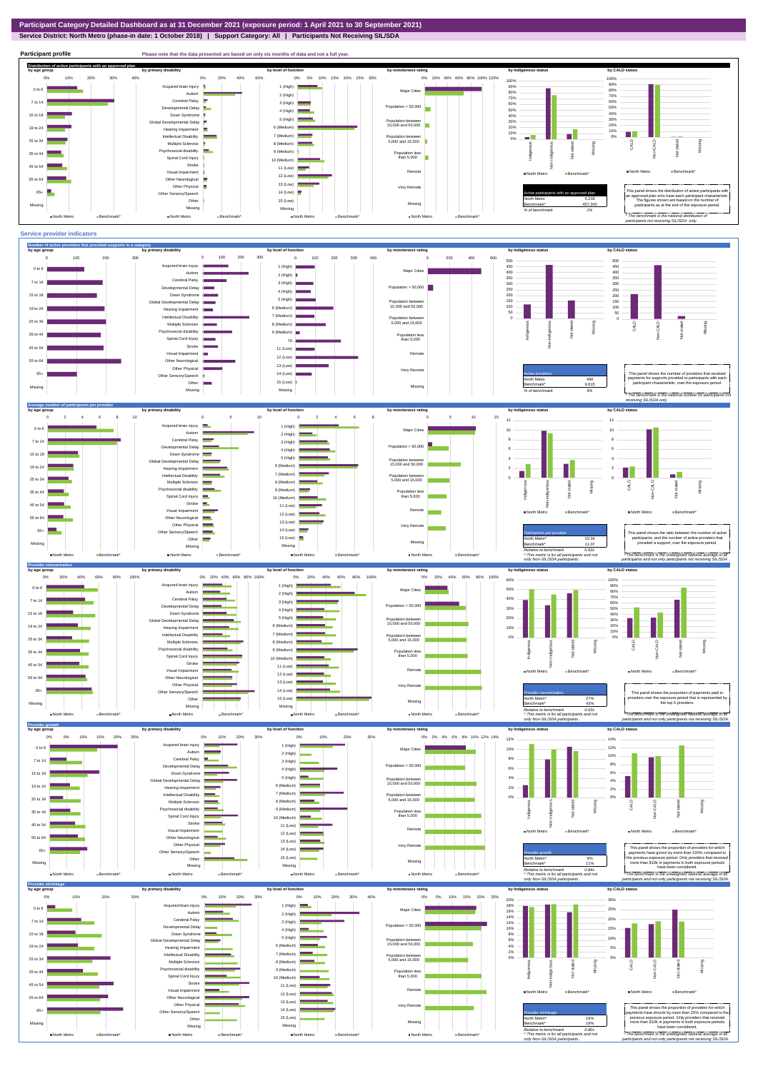**Participant Category Detailed Dashboard as at 31 December 2021 (exposure period: 1 April 2021 to 30 September 2021)**

**Service District: North Metro (phase-in date: 1 October 2018) | Support Category: All | Participants Not Receiving SIL/SDA**

## Participant profile

Please note that the data presented are based on only six months of data and not a full year.

### Distribution of active participants with an approved plan

| Active participants with an approved plan | |
|---|---|
| North Metro | 5,218 |
| Benchmark* | 457,345 |
| % of benchmark | 1% |

This panel shows the distribution of active participants with an approved plan who have each participant characteristic. The figures shown are based on the number of participants as at the end of the exposure period.

* The benchmark is the national distribution of participants not receiving SIL/SDA only.

## Service provider indicators

### Number of active providers that provided supports in a category

| Active providers | |
|---|---|
| North Metro | 490 |
| Benchmark* | 9,615 |
| % of benchmark | 5% |

This panel shows the number of providers that received payments for supports provided to participants with each participant characteristic, over the exposure period.

* The benchmark is the national number for participants not receiving SIL/SDA only.

### Average number of participants per provider

| Participants per provider | |
|---|---|
| North Metro^ | 10.34 |
| Benchmark^ | 11.07 |
| Relative to benchmark | 0.93x |

^ This metric is for all participants and not only Non-SIL/SDA participants.

This panel shows the ratio between the number of active participants, and the number of active providers that provided a support, over the exposure period.

* The benchmark is the unweighted national average of all participants and not only participants not receiving SIL/SDA.

### Provider concentration

| Provider concentration | |
|---|---|
| North Metro^ | 27% |
| Benchmark^ | 43% |
| Relative to benchmark | 0.63x |

^ This metric is for all participants and not only Non-SIL/SDA participants.

This panel shows the proportion of payments paid to providers over the exposure period that is represented by the top 5 providers.

* The benchmark is the unweighted national average of all participants and not only participants not receiving SIL/SDA.

### Provider growth

| Provider growth | |
|---|---|
| North Metro^ | 9% |
| Benchmark^ | 11% |
| Relative to benchmark | 0.84x |

^ This metric is for all participants and not only Non-SIL/SDA participants.

This panel shows the proportion of providers for which payments have grown by more than 100% compared to the previous exposure period. Only providers that received more than $10k in payments in both exposure periods have been considered.

* The benchmark is the unweighted national average of all participants and not only participants not receiving SIL/SDA.

### Provider shrinkage

| Provider shrinkage | |
|---|---|
| North Metro^ | 16% |
| Benchmark^ | 19% |
| Relative to benchmark | 0.86x |

^ This metric is for all participants and not only Non-SIL/SDA participants.

This panel shows the proportion of providers for which payments have shrunk by more than 25% compared to the previous exposure period. Only providers that received more than $10k in payments in both exposure periods have been considered.

* The benchmark is the unweighted national average of all participants and not only participants not receiving SIL/SDA.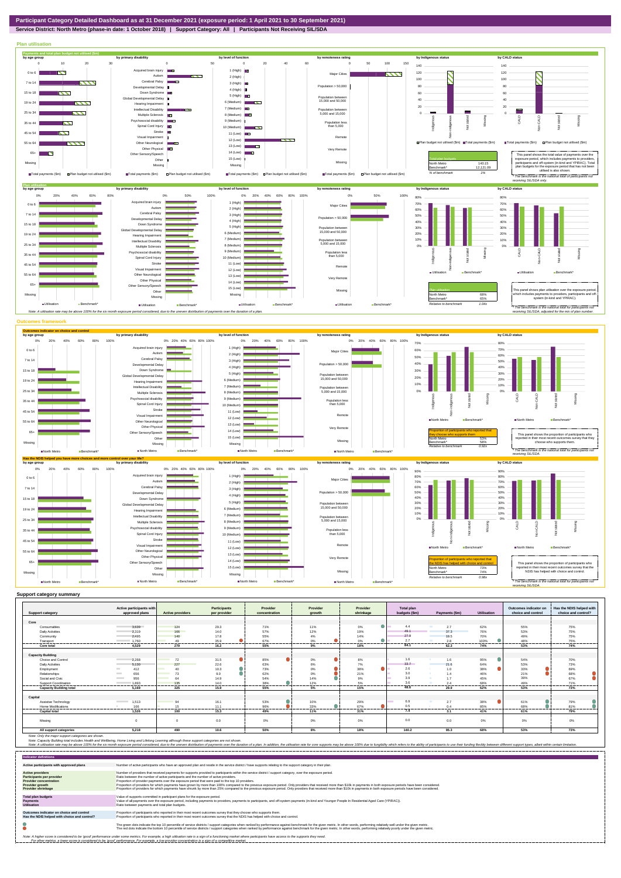**Participant Category Detailed Dashboard as at 31 December 2021 (exposure period: 1 April 2021 to 30 September 2021)**

**Service District: North Metro (phase-in date: 1 October 2018) | Support Category: All | Participants Not Receiving SIL/SDA**

## Plan utilisation

**Payments and total plan budget not utilised ($m)**

by age group
0 10 20 30
0 to 6
7 to 14
15 to 18
19 to 24
25 to 34
35 to 44
45 to 54
55 to 64
65+
Missing
Total payments ($m) Plan budget not utilised ($m)

by primary disability
0 50
Acquired brain injury
Autism
Cerebral Palsy
Developmental Delay
Down Syndrome
Global Developmental Delay
Hearing Impairment
Intellectual Disability
Multiple Sclerosis
Psychosocial disability
Spinal Cord Injury
Stroke
Visual Impairment
Other Neurological
Other Physical
Other Sensory/Speech
Other
Missing
Total payments ($m) Plan budget not utilised ($m)

by level of function
0 20 40 60
1 (High)
2 (High)
3 (High)
4 (High)
5 (High)
6 (Medium)
7 (Medium)
8 (Medium)
9 (Medium)
10 (Medium)
11 (Low)
12 (Low)
13 (Low)
14 (Low)
15 (Low)
Missing
Total payments ($m) Plan budget not utilised ($m)

by remoteness rating
0 50 100 150
Major Cities
Population > 50,000
Population between 15,000 and 50,000
Population between 5,000 and 15,000
Population less than 5,000
Remote
Very Remote
Missing
Total payments ($m) Plan budget not utilised ($m)

by Indigenous status
0 20 40 60 80 100 120 140
Indigenous
Non-indigenous
Not stated
Missing
Plan budget not utilised ($m) Total payments ($m)

by CALD status
0 20 40 60 80 100 120 140
CALD
Non-CALD
Not stated
Missing
Total payments ($m) Plan budget not utilised ($m)

Total plan budgets
North Metro 140.15
Benchmark* 12,121.09
% of benchmark 1%

This panel shows the total value of payments over the exposure period, which includes payments to providers, participants and off-system (in-kind and YPIRAC). Total plan budgets for the exposure period that has not been utilised is also shown.

*The benchmark is the national total for participants not receiving SIL/SDA only.

**Plan utilisation**

by age group
0% 20% 40% 60% 80%
Utilisation Benchmark*

by primary disability
0% 50% 100%
Utilisation Benchmark*

by level of function
0% 20% 40% 60% 80% 100%
Utilisation Benchmark*

by remoteness rating
0% 50% 100%
Utilisation Benchmark*

by Indigenous status
0% 10% 20% 30% 40% 50% 60% 70% 80%
Utilisation Benchmark*

by CALD status
0% 10% 20% 30% 40% 50% 60% 70% 80%
Utilisation Benchmark*

Plan utilisation
North Metro 68%
Benchmark* 65%
Relative to benchmark 1.04x

This panel shows plan utilisation over the exposure period, which includes payments to providers, participants and off-system (in-kind and YPIRAC).

*The benchmark is the national total for participants not receiving SIL/SDA, adjusted for the mix of plan number.

*Note: A utilisation rate may be above 100% for the six month exposure period considered, due to the uneven distribution of payments over the duration of a plan.*

## Outcomes framework

**Outcomes indicator on choice and control**

by age group
0% 20% 40% 60% 80% 100%
North Metro Benchmark*

by primary disability
0% 20% 40% 60% 80% 100%
North Metro Benchmark*

by level of function
0% 20% 40% 60% 80% 100%
North Metro Benchmark*

by remoteness rating
0% 20% 40% 60% 80% 100%
North Metro Benchmark*

by Indigenous status
0% 10% 20% 30% 40% 50% 60% 70%
North Metro Benchmark*

by CALD status
0% 10% 20% 30% 40% 50% 60% 70% 80%
North Metro Benchmark*

Proportion of participants who reported that they choose who supports them
North Metro 53%
Benchmark* 58%
Relative to benchmark 0.92x

This panel shows the proportion of participants who reported in their most recent outcomes survey that they choose who supports them.

*The benchmark is the national total for participants not receiving SIL/SDA.

**Has the NDIS helped you have more choices and more control over your life?**

by age group
0% 20% 40% 60% 80% 100%
North Metro Benchmark*

by primary disability
0% 20% 40% 60% 80% 100%
North Metro Benchmark*

by level of function
0% 20% 40% 60% 80% 100%
North Metro Benchmark*

by remoteness rating
0% 20% 40% 60% 80% 100%
North Metro Benchmark*

by Indigenous status
0% 10% 20% 30% 40% 50% 60% 70% 80% 90%
North Metro Benchmark*

by CALD status
0% 10% 20% 30% 40% 50% 60% 70% 80% 90%
North Metro Benchmark*

Proportion of participants who reported that the NDIS has helped with choice and control
North Metro 73%
Benchmark* 74%
Relative to benchmark 0.98x

This panel shows the proportion of participants who reported in their most recent outcomes survey that the NDIS has helped with choice and control.

*The benchmark is the national total for participants not receiving SIL/SDA.

## Support category summary

| Support category | Active participants with approved plans | Active providers | Participants per provider | Provider concentration | Provider growth | Provider shrinkage | Total plan budgets ($m) | Payments ($m) | Utilisation | Outcomes indicator on choice and control | Has the NDIS helped with choice and control? |
|---|---|---|---|---|---|---|---|---|---|---|---|
| **Core** | | | | | | | | | | | |
| Consumables | 3,639 | 124 | 29.3 | 71% | 11% | 0% | 4.4 | 2.7 | 62% | 55% | 75% |
| Daily Activities | 2,310 | 165 | 14.0 | 57% | 12% | 19% | 49.1 | 37.3 | 76% | 53% | 75% |
| Community | 2,495 | 140 | 17.8 | 55% | 4% | 14% | 27.9 | 19.5 | 70% | 49% | 75% |
| Transport | 1,760 | 49 | 35.9 | 67% | 0% | 0% | 2.7 | 2.8 | 103% | 48% | 75% |
| **Core total** | **4,529** | **279** | **16.2** | **55%** | **9%** | **18%** | **84.1** | **62.3** | **74%** | **53%** | **74%** |
| **Capacity Building** | | | | | | | | | | | |
| Choice and Control | 2,268 | 72 | 31.5 | 85% | 0% | 8% | 1.6 | 1.6 | 95% | 54% | 70% |
| Daily Activities | 5,130 | 227 | 22.6 | 63% | 6% | 7% | 33.7 | 21.6 | 64% | 53% | 73% |
| Employment | 412 | 40 | 10.3 | 73% | 0% | 38% | 2.6 | 1.0 | 38% | 33% | 69% |
| Relationships | 656 | 73 | 9.0 | 62% | 0% | 21% | 3.0 | 1.4 | 46% | 21% | 66% |
| Social and Civic | 956 | 64 | 14.9 | 54% | 14% | 9% | 3.9 | 1.7 | 45% | 39% | 67% |
| Support Coordination | 1,893 | 135 | 14.0 | 38% | 12% | 5% | 3.6 | 2.4 | 68% | 49% | 71% |
| **Capacity Building total** | **5,169** | **325** | **15.9** | **55%** | **5%** | **15%** | **48.5** | **29.9** | **62%** | **53%** | **73%** |
| **Capital** | | | | | | | | | | | |
| Assistive Technology | 1,513 | 94 | 16.1 | 53% | 10% | 29% | 6.9 | 2.7 | 38% | 61% | 79% |
| Home Modifications | 166 | 15 | 11.1 | 98% | 33% | 67% | 0.5 | 0.4 | 85% | 68% | 81% |
| **Capital total** | **1,526** | **100** | **15.3** | **49%** | **11%** | **31%** | **7.4** | **3.1** | **41%** | **61%** | **79%** |
| Missing | 0 | 0 | 0.0 | 0% | 0% | 0% | 0.0 | 0.0 | 0% | 0% | 0% |
| **All support categories** | **5,218** | **490** | **10.6** | **50%** | **8%** | **18%** | **140.2** | **95.3** | **68%** | **53%** | **73%** |

*Note: Only the major support categories are shown.*
*Note: Capacity Building total includes Health and Wellbeing, Home Living and Lifelong Learning although these support categories are not shown.*
*Note: A utilisation rate may be above 100% for the six month exposure period considered, due to the uneven distribution of payments over the duration of a plan. In addition, the utilisation rate for core supports may be above 100% due to fungibility which refers to the ability of participants to use their funding flexibly between different support types, albeit within certain limitation.*

## Indicator definitions

| | |
|---|---|
| **Active participants with approved plans** | Number of active participants who have an approved plan and reside in the service district / have supports relating to the support category in their plan. |
| **Active providers** | Number of providers that received payments for supports provided to participants within the service district / support category, over the exposure period. |
| **Participants per provider** | Ratio between the number of active participants and the number of active providers. |
| **Provider concentration** | Proportion of provider payments over the exposure period that were paid to the top 10 providers. |
| **Provider growth** | Proportion of providers for which payments have grown by more than 100% compared to the previous exposure period. Only providers that received more than $10k in payments in both exposure periods have been considered. |
| **Provider shrinkage** | Proportion of providers for which payments have shrunk by more than 25% compared to the previous exposure period. Only providers that received more than $10k in payments in both exposure periods have been considered. |
| **Total plan budgets** | Value of supports committed in participant plans for the exposure period. |
| **Payments** | Value of all payments over the exposure period, including payments to providers, payments to participants, and off-system payments (in-kind and Younger People In Residential Aged Care (YPIRAC)). |
| **Utilisation** | Ratio between payments and total plan budgets. |
| **Outcomes indicator on choice and control** | Proportion of participants who reported in their most recent outcomes survey that they choose who supports them. |
| **Has the NDIS helped with choice and control?** | Proportion of participants who reported in their most recent outcomes survey that the NDIS has helped with choice and control. |

The green dots indicate the top 10 percentile of service districts / support categories when ranked by performance against benchmark for the given metric. In other words, performing relatively well under the given metric.
The red dots indicate the bottom 10 percentile of service districts / support categories when ranked by performance against benchmark for the given metric. In other words, performing relatively poorly under the given metric.

*Note: A higher score is considered to be 'good' performance under some metrics. For example, a high utilisation rate is a sign of a functioning market where participants have access to the supports they need.*
*For other metrics, a lower score is considered to be 'good' performance. For example, a low provider concentration is a sign of a competitive market.*